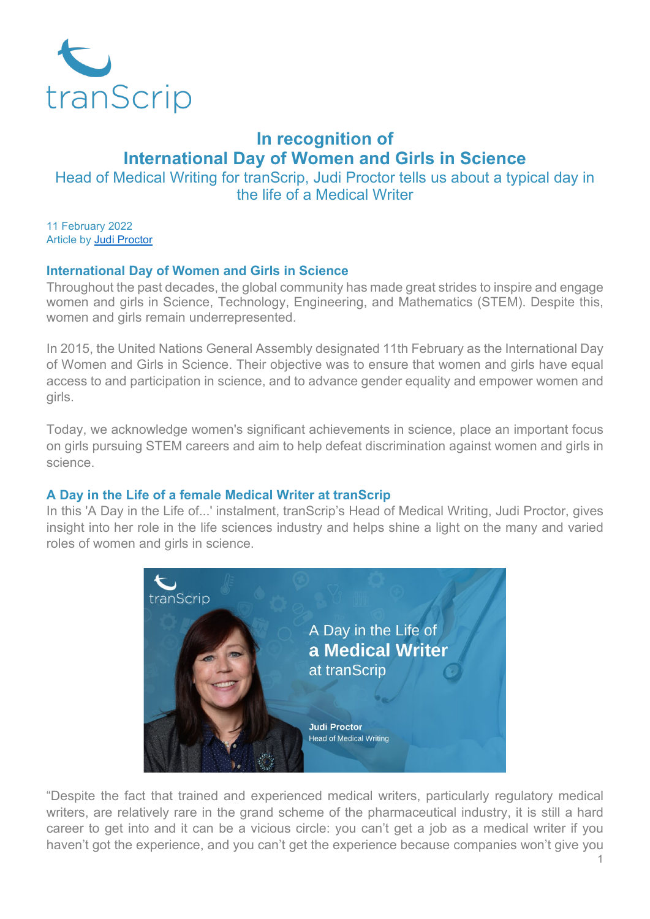# In recognition of International Day of Women and Girls in Science

Head of Medical Writing for tranScrip, Judi Proctor tells us about a typical day in the life of a Medical Writer

11 February 2022
Article by Judi Proctor

## International Day of Women and Girls in Science

Throughout the past decades, the global community has made great strides to inspire and engage women and girls in Science, Technology, Engineering, and Mathematics (STEM). Despite this, women and girls remain underrepresented.

In 2015, the United Nations General Assembly designated 11th February as the International Day of Women and Girls in Science. Their objective was to ensure that women and girls have equal access to and participation in science, and to advance gender equality and empower women and girls.

Today, we acknowledge women's significant achievements in science, place an important focus on girls pursuing STEM careers and aim to help defeat discrimination against women and girls in science.

## A Day in the Life of a female Medical Writer at tranScrip

In this 'A Day in the Life of...' instalment, tranScrip's Head of Medical Writing, Judi Proctor, gives insight into her role in the life sciences industry and helps shine a light on the many and varied roles of women and girls in science.

"Despite the fact that trained and experienced medical writers, particularly regulatory medical writers, are relatively rare in the grand scheme of the pharmaceutical industry, it is still a hard career to get into and it can be a vicious circle: you can't get a job as a medical writer if you haven't got the experience, and you can't get the experience because companies won't give you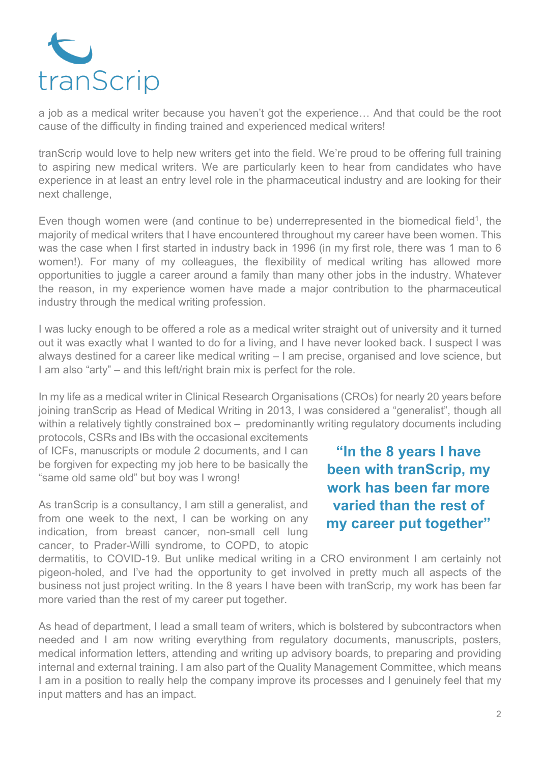a job as a medical writer because you haven't got the experience… And that could be the root cause of the difficulty in finding trained and experienced medical writers!

tranScrip would love to help new writers get into the field. We're proud to be offering full training to aspiring new medical writers. We are particularly keen to hear from candidates who have experience in at least an entry level role in the pharmaceutical industry and are looking for their next challenge,

Even though women were (and continue to be) underrepresented in the biomedical field[1], the majority of medical writers that I have encountered throughout my career have been women. This was the case when I first started in industry back in 1996 (in my first role, there was 1 man to 6 women!). For many of my colleagues, the flexibility of medical writing has allowed more opportunities to juggle a career around a family than many other jobs in the industry. Whatever the reason, in my experience women have made a major contribution to the pharmaceutical industry through the medical writing profession.

I was lucky enough to be offered a role as a medical writer straight out of university and it turned out it was exactly what I wanted to do for a living, and I have never looked back. I suspect I was always destined for a career like medical writing – I am precise, organised and love science, but I am also "arty" – and this left/right brain mix is perfect for the role.

In my life as a medical writer in Clinical Research Organisations (CROs) for nearly 20 years before joining tranScrip as Head of Medical Writing in 2013, I was considered a "generalist", though all within a relatively tightly constrained box – predominantly writing regulatory documents including protocols, CSRs and IBs with the occasional excitements of ICFs, manuscripts or module 2 documents, and I can be forgiven for expecting my job here to be basically the "same old same old" but boy was I wrong!

As tranScrip is a consultancy, I am still a generalist, and from one week to the next, I can be working on any indication, from breast cancer, non-small cell lung cancer, to Prader-Willi syndrome, to COPD, to atopic dermatitis, to COVID-19. But unlike medical writing in a CRO environment I am certainly not pigeon-holed, and I've had the opportunity to get involved in pretty much all aspects of the business not just project writing. In the 8 years I have been with tranScrip, my work has been far more varied than the rest of my career put together.

> **"In the 8 years I have been with tranScrip, my work has been far more varied than the rest of my career put together"**

As head of department, I lead a small team of writers, which is bolstered by subcontractors when needed and I am now writing everything from regulatory documents, manuscripts, posters, medical information letters, attending and writing up advisory boards, to preparing and providing internal and external training. I am also part of the Quality Management Committee, which means I am in a position to really help the company improve its processes and I genuinely feel that my input matters and has an impact.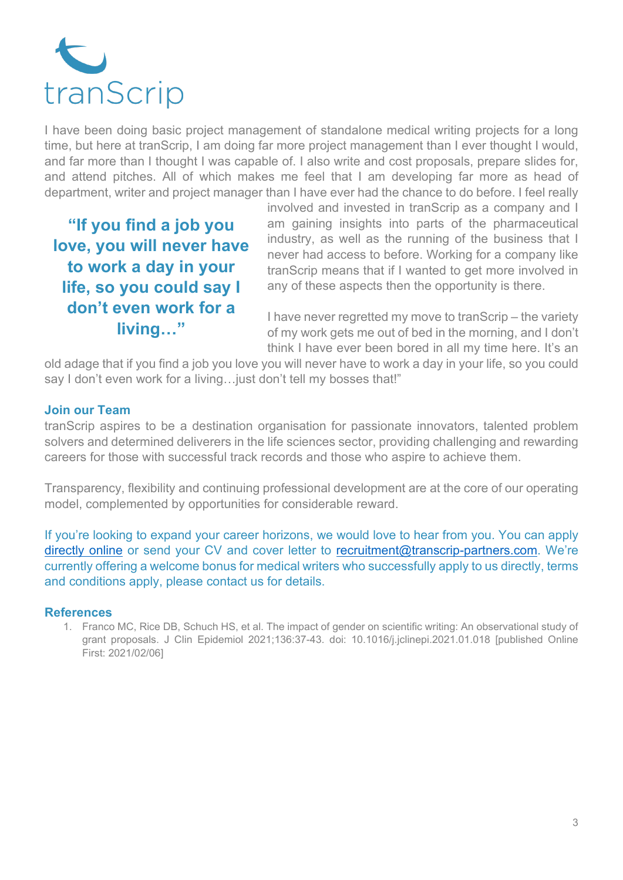tranScrip

I have been doing basic project management of standalone medical writing projects for a long time, but here at tranScrip, I am doing far more project management than I ever thought I would, and far more than I thought I was capable of. I also write and cost proposals, prepare slides for, and attend pitches. All of which makes me feel that I am developing far more as head of department, writer and project manager than I have ever had the chance to do before. I feel really involved and invested in tranScrip as a company and I am gaining insights into parts of the pharmaceutical industry, as well as the running of the business that I never had access to before. Working for a company like tranScrip means that if I wanted to get more involved in any of these aspects then the opportunity is there.

**"If you find a job you love, you will never have to work a day in your life, so you could say I don't even work for a living…"**

I have never regretted my move to tranScrip – the variety of my work gets me out of bed in the morning, and I don't think I have ever been bored in all my time here. It's an old adage that if you find a job you love you will never have to work a day in your life, so you could say I don't even work for a living…just don't tell my bosses that!"

### Join our Team

tranScrip aspires to be a destination organisation for passionate innovators, talented problem solvers and determined deliverers in the life sciences sector, providing challenging and rewarding careers for those with successful track records and those who aspire to achieve them.

Transparency, flexibility and continuing professional development are at the core of our operating model, complemented by opportunities for considerable reward.

If you're looking to expand your career horizons, we would love to hear from you. You can apply directly online or send your CV and cover letter to recruitment@transcrip-partners.com. We're currently offering a welcome bonus for medical writers who successfully apply to us directly, terms and conditions apply, please contact us for details.

### References

1. Franco MC, Rice DB, Schuch HS, et al. The impact of gender on scientific writing: An observational study of grant proposals. J Clin Epidemiol 2021;136:37-43. doi: 10.1016/j.jclinepi.2021.01.018 [published Online First: 2021/02/06]